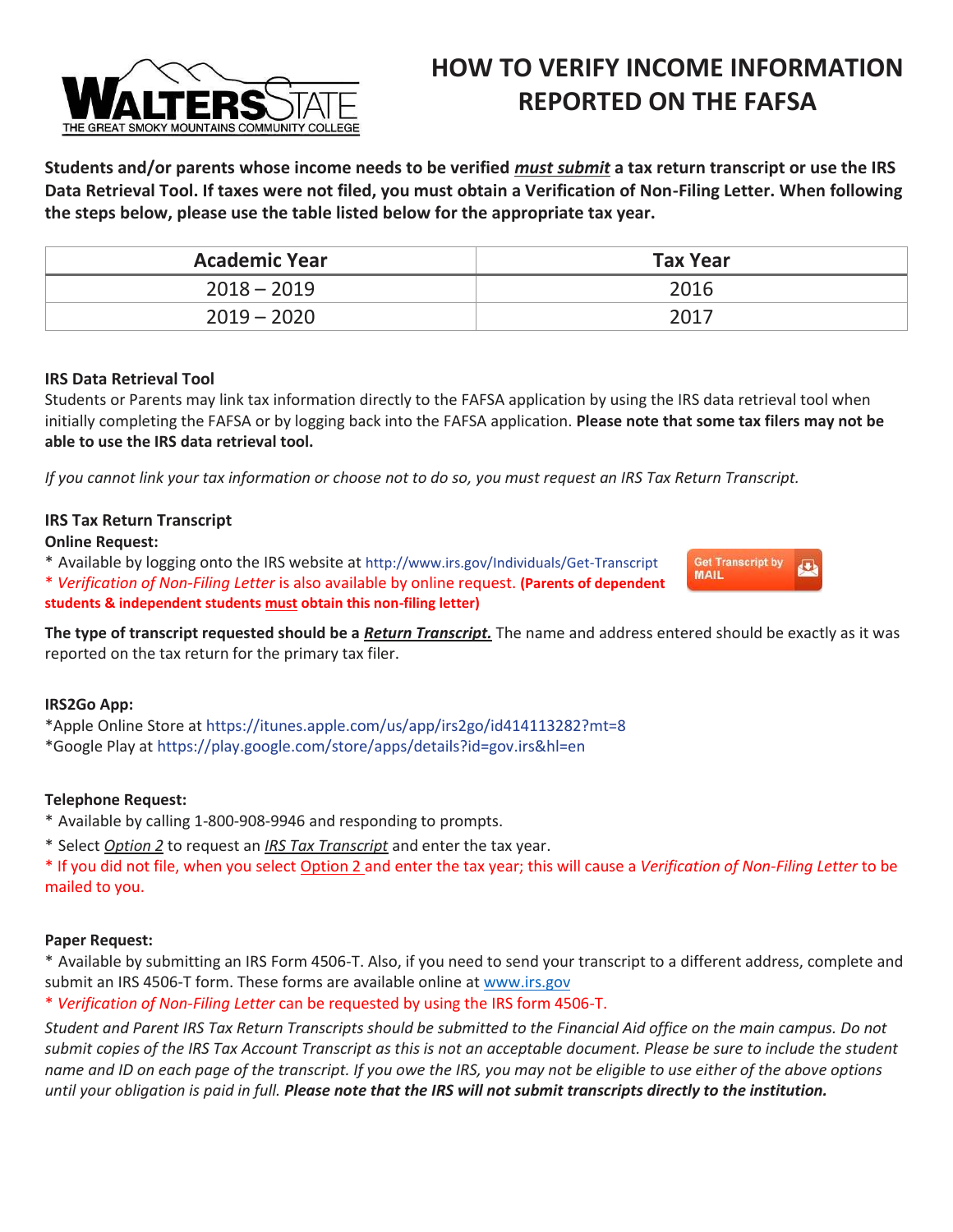# HOW TO VERIFY INCOME INFORMATION REPORTED ON THE FAFSA

**Students and/or parents whose income needs to be verified _must submit_ a tax return transcript or use the IRS Data Retrieval Tool. If taxes were not filed, you must obtain a Verification of Non-Filing Letter. When following the steps below, please use the table listed below for the appropriate tax year.**

| Academic Year | Tax Year |
|---|---|
| 2018 – 2019 | 2016 |
| 2019 – 2020 | 2017 |

**IRS Data Retrieval Tool**

Students or Parents may link tax information directly to the FAFSA application by using the IRS data retrieval tool when initially completing the FAFSA or by logging back into the FAFSA application. **Please note that some tax filers may not be able to use the IRS data retrieval tool.**

*If you cannot link your tax information or choose not to do so, you must request an IRS Tax Return Transcript.*

**IRS Tax Return Transcript**

**Online Request:**

* Available by logging onto the IRS website at http://www.irs.gov/Individuals/Get-Transcript
* *Verification of Non-Filing Letter* is also available by online request. **(Parents of dependent students & independent students must obtain this non-filing letter)**

Get Transcript by MAIL

**The type of transcript requested should be a _Return Transcript._** The name and address entered should be exactly as it was reported on the tax return for the primary tax filer.

**IRS2Go App:**

*Apple Online Store at https://itunes.apple.com/us/app/irs2go/id414113282?mt=8
*Google Play at https://play.google.com/store/apps/details?id=gov.irs&hl=en

**Telephone Request:**

* Available by calling 1-800-908-9946 and responding to prompts.
* Select *Option 2* to request an *IRS Tax Transcript* and enter the tax year.
* If you did not file, when you select Option 2 and enter the tax year; this will cause a *Verification of Non-Filing Letter* to be mailed to you.

**Paper Request:**

* Available by submitting an IRS Form 4506-T. Also, if you need to send your transcript to a different address, complete and submit an IRS 4506-T form. These forms are available online at www.irs.gov
* *Verification of Non-Filing Letter* can be requested by using the IRS form 4506-T.

*Student and Parent IRS Tax Return Transcripts should be submitted to the Financial Aid office on the main campus. Do not submit copies of the IRS Tax Account Transcript as this is not an acceptable document. Please be sure to include the student name and ID on each page of the transcript. If you owe the IRS, you may not be eligible to use either of the above options until your obligation is paid in full.* ***Please note that the IRS will not submit transcripts directly to the institution.***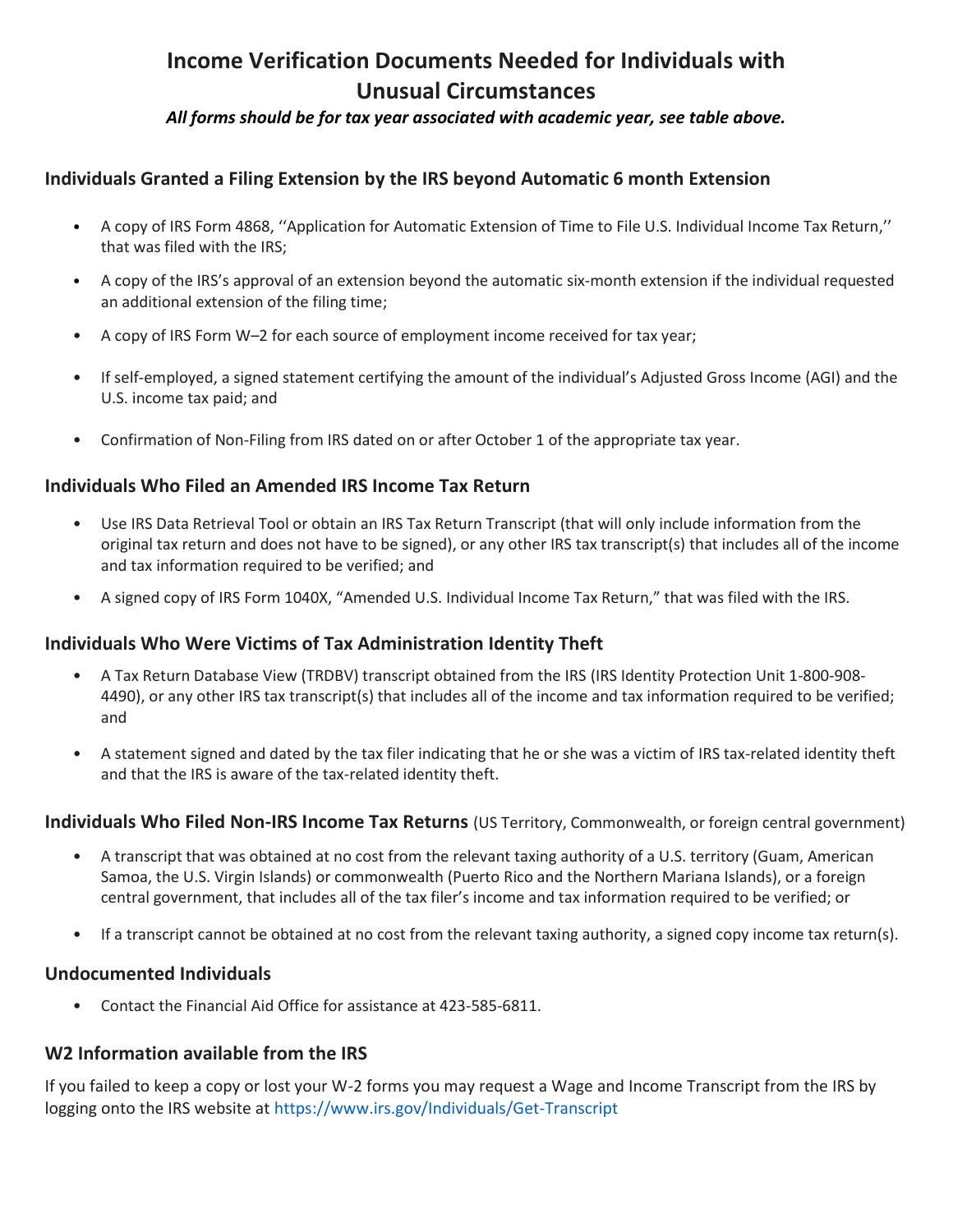# Income Verification Documents Needed for Individuals with Unusual Circumstances

***All forms should be for tax year associated with academic year, see table above.***

### Individuals Granted a Filing Extension by the IRS beyond Automatic 6 month Extension

- A copy of IRS Form 4868, ''Application for Automatic Extension of Time to File U.S. Individual Income Tax Return,'' that was filed with the IRS;
- A copy of the IRS's approval of an extension beyond the automatic six-month extension if the individual requested an additional extension of the filing time;
- A copy of IRS Form W–2 for each source of employment income received for tax year;
- If self-employed, a signed statement certifying the amount of the individual's Adjusted Gross Income (AGI) and the U.S. income tax paid; and
- Confirmation of Non-Filing from IRS dated on or after October 1 of the appropriate tax year.

### Individuals Who Filed an Amended IRS Income Tax Return

- Use IRS Data Retrieval Tool or obtain an IRS Tax Return Transcript (that will only include information from the original tax return and does not have to be signed), or any other IRS tax transcript(s) that includes all of the income and tax information required to be verified; and
- A signed copy of IRS Form 1040X, "Amended U.S. Individual Income Tax Return," that was filed with the IRS.

### Individuals Who Were Victims of Tax Administration Identity Theft

- A Tax Return Database View (TRDBV) transcript obtained from the IRS (IRS Identity Protection Unit 1-800-908-4490), or any other IRS tax transcript(s) that includes all of the income and tax information required to be verified; and
- A statement signed and dated by the tax filer indicating that he or she was a victim of IRS tax-related identity theft and that the IRS is aware of the tax-related identity theft.

### Individuals Who Filed Non-IRS Income Tax Returns (US Territory, Commonwealth, or foreign central government)

- A transcript that was obtained at no cost from the relevant taxing authority of a U.S. territory (Guam, American Samoa, the U.S. Virgin Islands) or commonwealth (Puerto Rico and the Northern Mariana Islands), or a foreign central government, that includes all of the tax filer's income and tax information required to be verified; or
- If a transcript cannot be obtained at no cost from the relevant taxing authority, a signed copy income tax return(s).

### Undocumented Individuals

- Contact the Financial Aid Office for assistance at 423-585-6811.

### W2 Information available from the IRS

If you failed to keep a copy or lost your W-2 forms you may request a Wage and Income Transcript from the IRS by logging onto the IRS website at https://www.irs.gov/Individuals/Get-Transcript